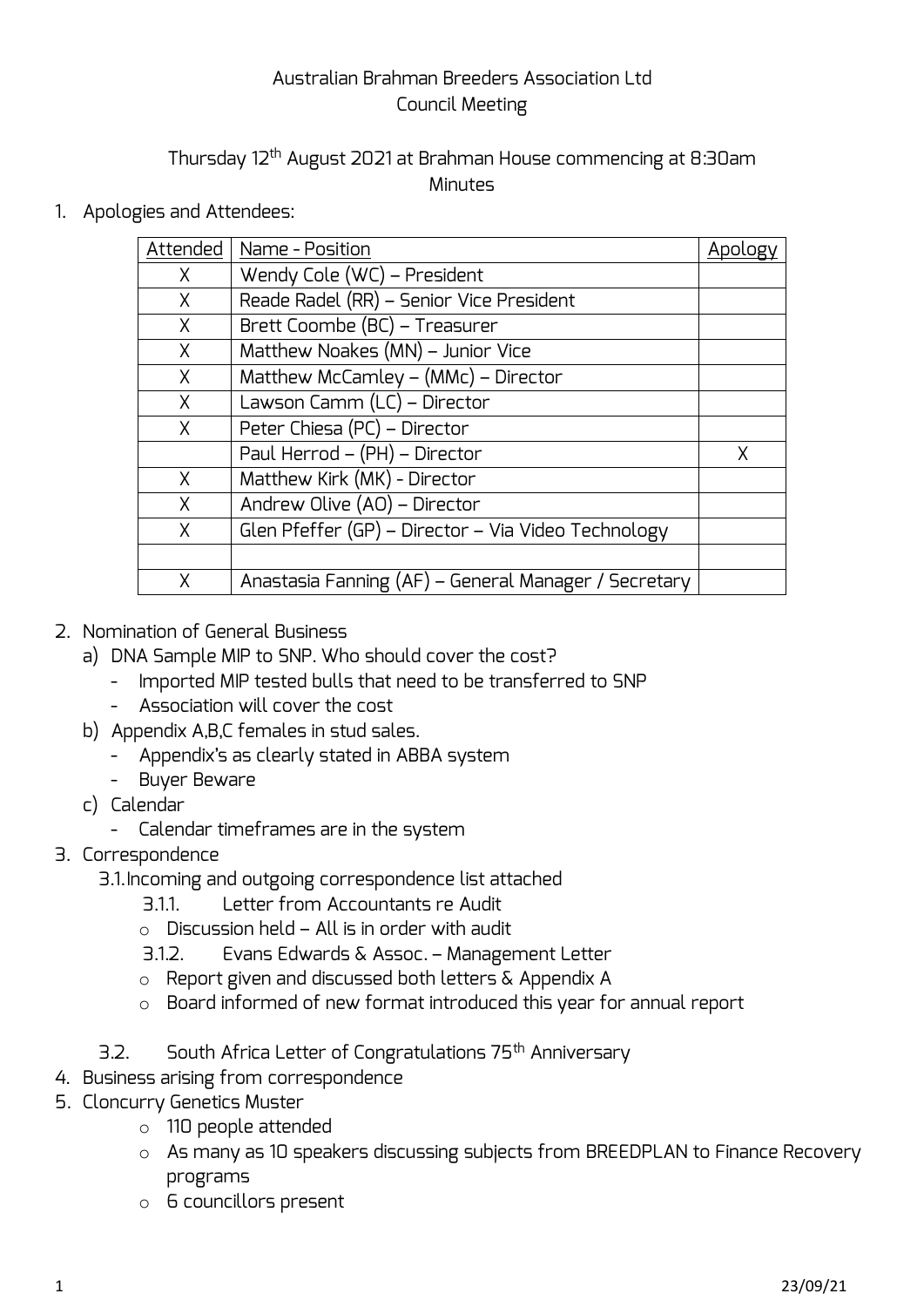Australian Brahman Breeders Association Ltd
Council Meeting

Thursday 12th August 2021 at Brahman House commencing at 8:30am
Minutes

1. Apologies and Attendees:

| Attended | Name - Position | Apology |
|---|---|---|
| X | Wendy Cole (WC) – President | |
| X | Reade Radel (RR) – Senior Vice President | |
| X | Brett Coombe (BC) – Treasurer | |
| X | Matthew Noakes (MN) – Junior Vice | |
| X | Matthew McCamley – (MMc) – Director | |
| X | Lawson Camm (LC) – Director | |
| X | Peter Chiesa (PC) – Director | |
| | Paul Herrod – (PH) – Director | X |
| X | Matthew Kirk (MK) - Director | |
| X | Andrew Olive (AO) – Director | |
| X | Glen Pfeffer (GP) – Director – Via Video Technology | |
| | | |
| X | Anastasia Fanning (AF) – General Manager / Secretary | |

2. Nomination of General Business
   a) DNA Sample MIP to SNP. Who should cover the cost?
      - Imported MIP tested bulls that need to be transferred to SNP
      - Association will cover the cost
   b) Appendix A,B,C females in stud sales.
      - Appendix's as clearly stated in ABBA system
      - Buyer Beware
   c) Calendar
      - Calendar timeframes are in the system
3. Correspondence
   3.1. Incoming and outgoing correspondence list attached
      3.1.1. Letter from Accountants re Audit
      - Discussion held – All is in order with audit
      3.1.2. Evans Edwards & Assoc. – Management Letter
      - Report given and discussed both letters & Appendix A
      - Board informed of new format introduced this year for annual report

   3.2. South Africa Letter of Congratulations 75th Anniversary
4. Business arising from correspondence
5. Cloncurry Genetics Muster
   - 110 people attended
   - As many as 10 speakers discussing subjects from BREEDPLAN to Finance Recovery programs
   - 6 councillors present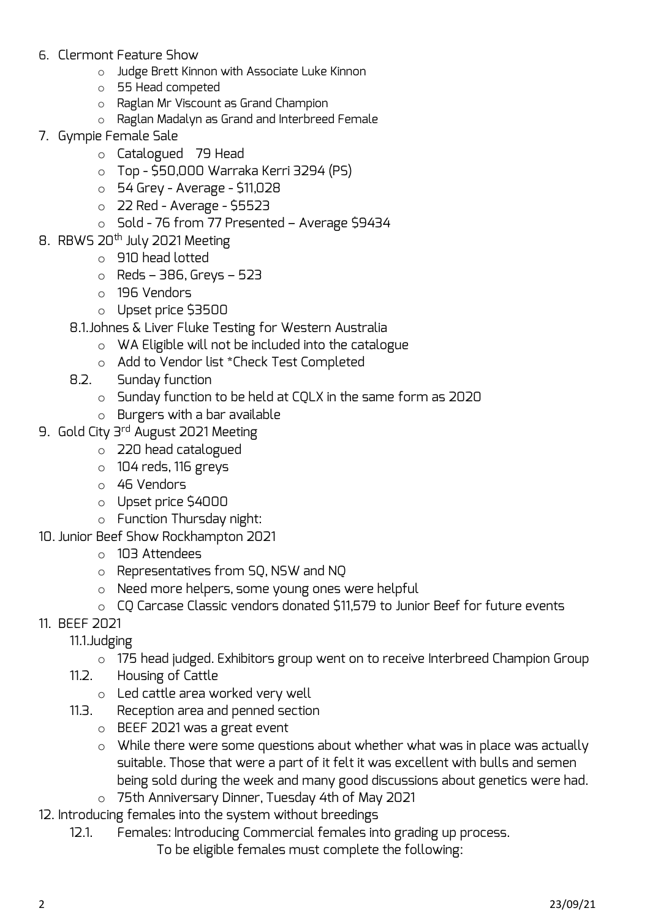6. Clermont Feature Show
    - Judge Brett Kinnon with Associate Luke Kinnon
    - 55 Head competed
    - Raglan Mr Viscount as Grand Champion
    - Raglan Madalyn as Grand and Interbreed Female
7. Gympie Female Sale
    - Catalogued 79 Head
    - Top - $50,000 Warraka Kerri 3294 (PS)
    - 54 Grey - Average - $11,028
    - 22 Red - Average - $5523
    - Sold - 76 from 77 Presented – Average $9434
8. RBWS 20th July 2021 Meeting
    - 910 head lotted
    - Reds – 386, Greys – 523
    - 196 Vendors
    - Upset price $3500

    8.1. Johnes & Liver Fluke Testing for Western Australia
    - WA Eligible will not be included into the catalogue
    - Add to Vendor list *Check Test Completed

    8.2. Sunday function
    - Sunday function to be held at CQLX in the same form as 2020
    - Burgers with a bar available
9. Gold City 3rd August 2021 Meeting
    - 220 head catalogued
    - 104 reds, 116 greys
    - 46 Vendors
    - Upset price $4000
    - Function Thursday night:
10. Junior Beef Show Rockhampton 2021
    - 103 Attendees
    - Representatives from SQ, NSW and NQ
    - Need more helpers, some young ones were helpful
    - CQ Carcase Classic vendors donated $11,579 to Junior Beef for future events
11. BEEF 2021

    11.1. Judging
    - 175 head judged. Exhibitors group went on to receive Interbreed Champion Group

    11.2. Housing of Cattle
    - Led cattle area worked very well

    11.3. Reception area and penned section
    - BEEF 2021 was a great event
    - While there were some questions about whether what was in place was actually suitable. Those that were a part of it felt it was excellent with bulls and semen being sold during the week and many good discussions about genetics were had.
    - 75th Anniversary Dinner, Tuesday 4th of May 2021
12. Introducing females into the system without breedings

    12.1. Females: Introducing Commercial females into grading up process.

    To be eligible females must complete the following: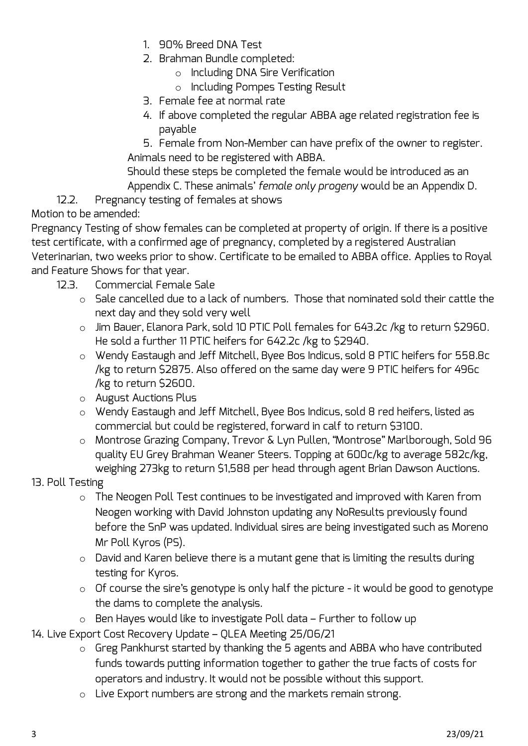1. 90% Breed DNA Test
2. Brahman Bundle completed:
   - Including DNA Sire Verification
   - Including Pompes Testing Result
3. Female fee at normal rate
4. If above completed the regular ABBA age related registration fee is payable
5. Female from Non-Member can have prefix of the owner to register.

Animals need to be registered with ABBA.

Should these steps be completed the female would be introduced as an Appendix C. These animals' *female only progeny* would be an Appendix D.

12.2. Pregnancy testing of females at shows

Motion to be amended:

Pregnancy Testing of show females can be completed at property of origin. If there is a positive test certificate, with a confirmed age of pregnancy, completed by a registered Australian Veterinarian, two weeks prior to show. Certificate to be emailed to ABBA office. Applies to Royal and Feature Shows for that year.

12.3. Commercial Female Sale

- Sale cancelled due to a lack of numbers. Those that nominated sold their cattle the next day and they sold very well
- Jim Bauer, Elanora Park, sold 10 PTIC Poll females for 643.2c /kg to return $2960. He sold a further 11 PTIC heifers for 642.2c /kg to $2940.
- Wendy Eastaugh and Jeff Mitchell, Byee Bos Indicus, sold 8 PTIC heifers for 558.8c /kg to return $2875. Also offered on the same day were 9 PTIC heifers for 496c /kg to return $2600.
- August Auctions Plus
- Wendy Eastaugh and Jeff Mitchell, Byee Bos Indicus, sold 8 red heifers, listed as commercial but could be registered, forward in calf to return $3100.
- Montrose Grazing Company, Trevor & Lyn Pullen, "Montrose" Marlborough, Sold 96 quality EU Grey Brahman Weaner Steers. Topping at 600c/kg to average 582c/kg, weighing 273kg to return $1,588 per head through agent Brian Dawson Auctions.

13. Poll Testing

- The Neogen Poll Test continues to be investigated and improved with Karen from Neogen working with David Johnston updating any NoResults previously found before the SnP was updated. Individual sires are being investigated such as Moreno Mr Poll Kyros (PS).
- David and Karen believe there is a mutant gene that is limiting the results during testing for Kyros.
- Of course the sire's genotype is only half the picture - it would be good to genotype the dams to complete the analysis.
- Ben Hayes would like to investigate Poll data – Further to follow up

14. Live Export Cost Recovery Update – QLEA Meeting 25/06/21

- Greg Pankhurst started by thanking the 5 agents and ABBA who have contributed funds towards putting information together to gather the true facts of costs for operators and industry. It would not be possible without this support.
- Live Export numbers are strong and the markets remain strong.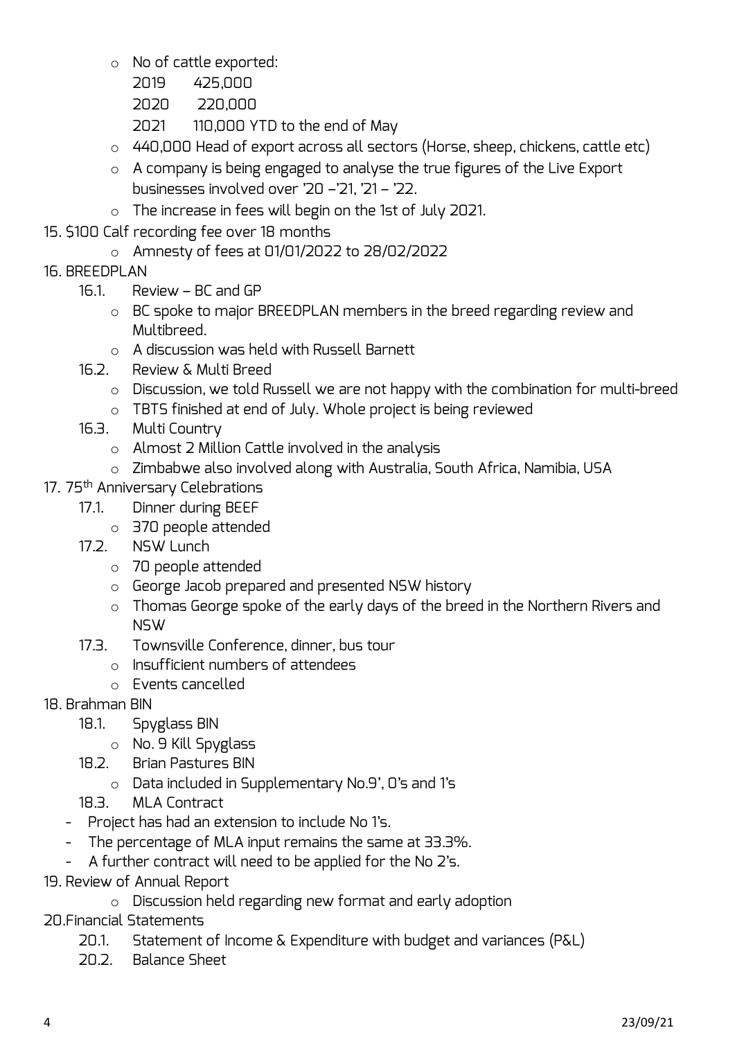- No of cattle exported:
  2019 425,000
  2020 220,000
  2021 110,000 YTD to the end of May
- 440,000 Head of export across all sectors (Horse, sheep, chickens, cattle etc)
- A company is being engaged to analyse the true figures of the Live Export businesses involved over '20 –'21, '21 – '22.
- The increase in fees will begin on the 1st of July 2021.

15. $100 Calf recording fee over 18 months
    - Amnesty of fees at 01/01/2022 to 28/02/2022

16. BREEDPLAN
    16.1. Review – BC and GP
    - BC spoke to major BREEDPLAN members in the breed regarding review and Multibreed.
    - A discussion was held with Russell Barnett

    16.2. Review & Multi Breed
    - Discussion, we told Russell we are not happy with the combination for multi-breed
    - TBTS finished at end of July. Whole project is being reviewed

    16.3. Multi Country
    - Almost 2 Million Cattle involved in the analysis
    - Zimbabwe also involved along with Australia, South Africa, Namibia, USA

17. 75th Anniversary Celebrations
    17.1. Dinner during BEEF
    - 370 people attended

    17.2. NSW Lunch
    - 70 people attended
    - George Jacob prepared and presented NSW history
    - Thomas George spoke of the early days of the breed in the Northern Rivers and NSW

    17.3. Townsville Conference, dinner, bus tour
    - Insufficient numbers of attendees
    - Events cancelled

18. Brahman BIN
    18.1. Spyglass BIN
    - No. 9 Kill Spyglass

    18.2. Brian Pastures BIN
    - Data included in Supplementary No.9', 0's and 1's

    18.3. MLA Contract
    - Project has had an extension to include No 1's.
    - The percentage of MLA input remains the same at 33.3%.
    - A further contract will need to be applied for the No 2's.

19. Review of Annual Report
    - Discussion held regarding new format and early adoption

20. Financial Statements
    20.1. Statement of Income & Expenditure with budget and variances (P&L)
    20.2. Balance Sheet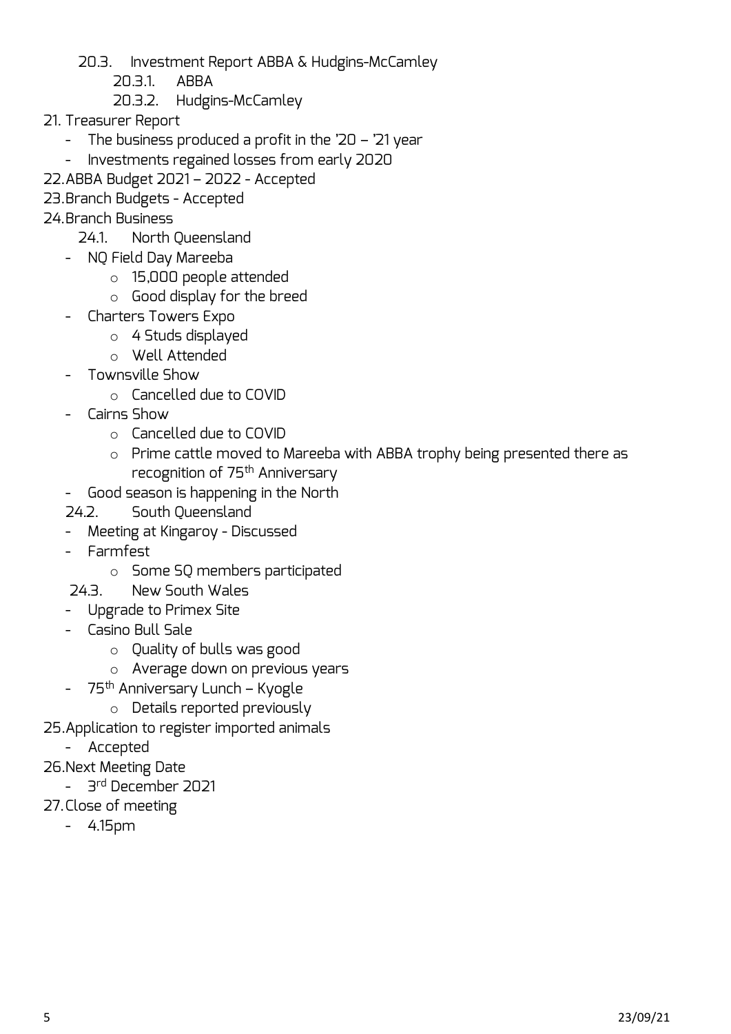20.3. Investment Report ABBA & Hudgins-McCamley

20.3.1. ABBA

20.3.2. Hudgins-McCamley

21. Treasurer Report
    - The business produced a profit in the '20 – '21 year
    - Investments regained losses from early 2020
22. ABBA Budget 2021 – 2022 - Accepted
23. Branch Budgets - Accepted
24. Branch Business

24.1. North Queensland

- NQ Field Day Mareeba
    - 15,000 people attended
    - Good display for the breed
- Charters Towers Expo
    - 4 Studs displayed
    - Well Attended
- Townsville Show
    - Cancelled due to COVID
- Cairns Show
    - Cancelled due to COVID
    - Prime cattle moved to Mareeba with ABBA trophy being presented there as recognition of 75th Anniversary
- Good season is happening in the North

24.2. South Queensland

- Meeting at Kingaroy - Discussed
- Farmfest
    - Some SQ members participated

24.3. New South Wales

- Upgrade to Primex Site
- Casino Bull Sale
    - Quality of bulls was good
    - Average down on previous years
- 75th Anniversary Lunch – Kyogle
    - Details reported previously

25. Application to register imported animals
    - Accepted
26. Next Meeting Date
    - 3rd December 2021
27. Close of meeting
    - 4.15pm

23/09/21